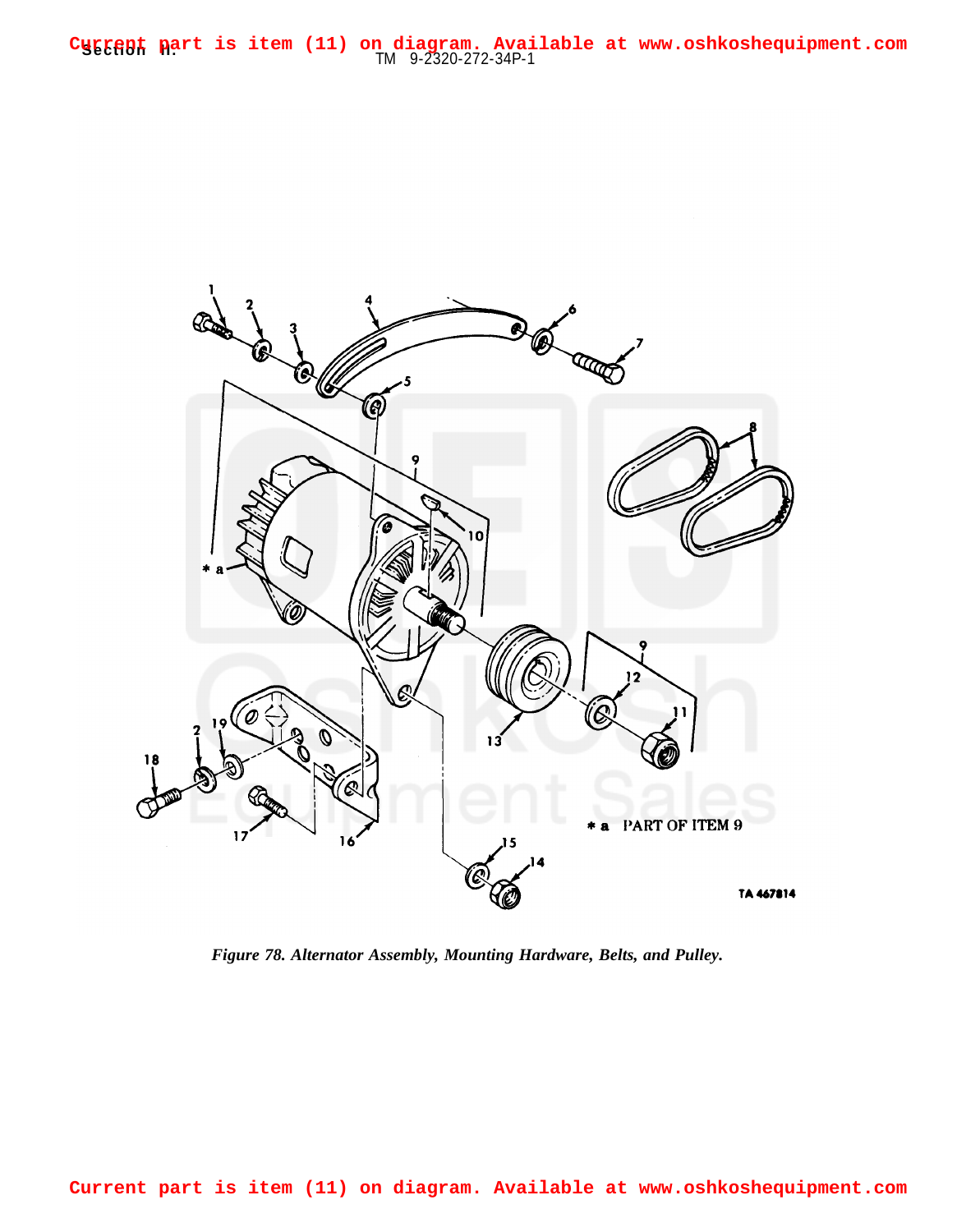Current part is item (11) on diagram. Available at www.oshkoshequipment.com

* a PART OF ITEM 9

TA 467814

*Figure 78. Alternator Assembly, Mounting Hardware, Belts, and Pulley.*

Current part is item (11) on diagram. Available at www.oshkoshequipment.com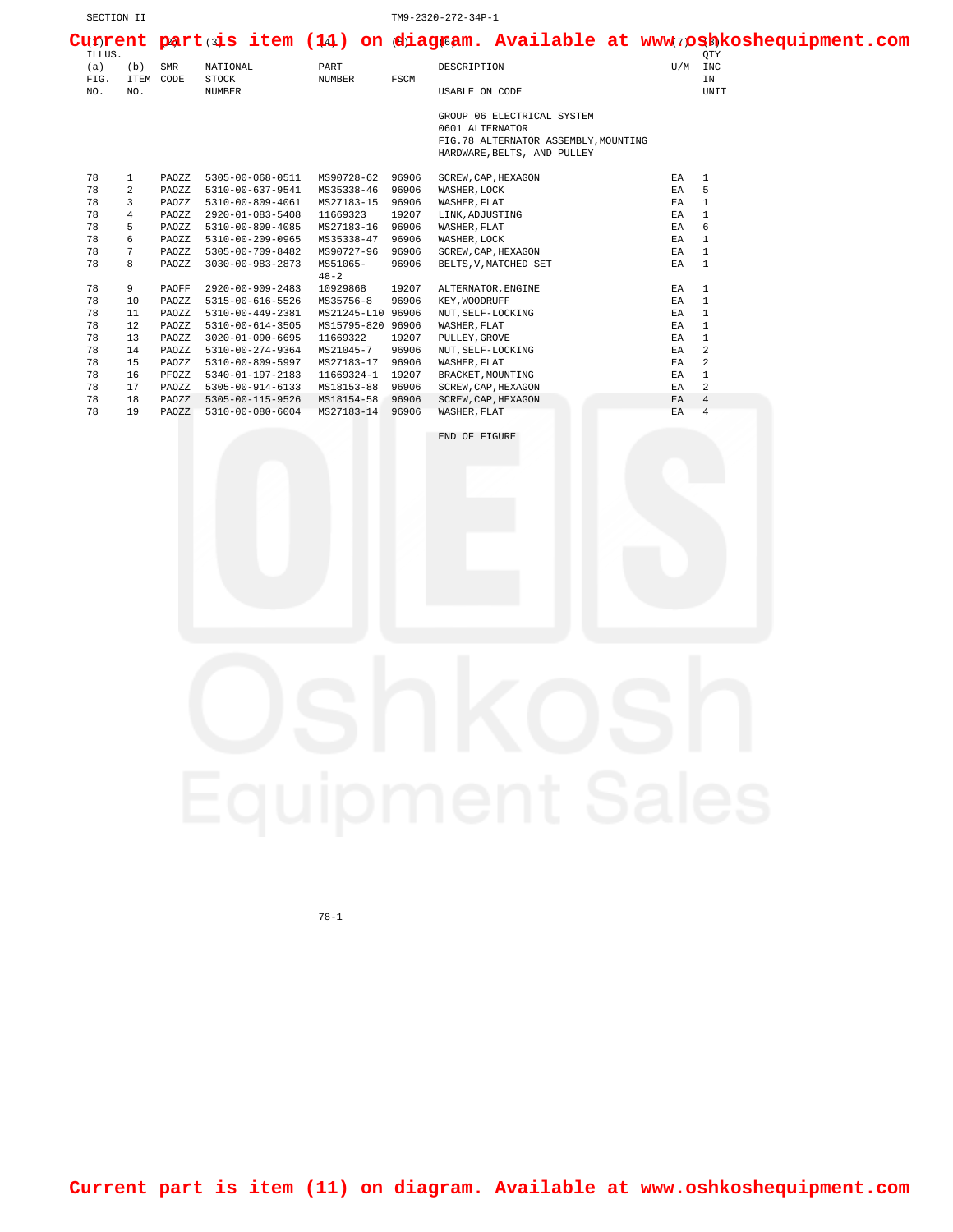SECTION II

Current part is item (11) on diagram. Available at www.oshkoshequipment.com

| (1) ILLUS. (a) FIG. NO. | (b) ITEM NO. | (2) SMR CODE | (3) NATIONAL STOCK NUMBER | (4) PART NUMBER | (5) FSCM | (6) DESCRIPTION USABLE ON CODE | (7) U/M | (8) QTY INC IN UNIT |
|---|---|---|---|---|---|---|---|---|
| | | | | | | GROUP 06 ELECTRICAL SYSTEM 0601 ALTERNATOR FIG.78 ALTERNATOR ASSEMBLY,MOUNTING HARDWARE,BELTS, AND PULLEY | | |
| 78 | 1 | PAOZZ | 5305-00-068-0511 | MS90728-62 | 96906 | SCREW,CAP,HEXAGON | EA | 1 |
| 78 | 2 | PAOZZ | 5310-00-637-9541 | MS35338-46 | 96906 | WASHER,LOCK | EA | 5 |
| 78 | 3 | PAOZZ | 5310-00-809-4061 | MS27183-15 | 96906 | WASHER,FLAT | EA | 1 |
| 78 | 4 | PAOZZ | 2920-01-083-5408 | 11669323 | 19207 | LINK,ADJUSTING | EA | 1 |
| 78 | 5 | PAOZZ | 5310-00-809-4085 | MS27183-16 | 96906 | WASHER,FLAT | EA | 6 |
| 78 | 6 | PAOZZ | 5310-00-209-0965 | MS35338-47 | 96906 | WASHER,LOCK | EA | 1 |
| 78 | 7 | PAOZZ | 5305-00-709-8482 | MS90727-96 | 96906 | SCREW,CAP,HEXAGON | EA | 1 |
| 78 | 8 | PAOZZ | 3030-00-983-2873 | MS51065-48-2 | 96906 | BELTS,V,MATCHED SET | EA | 1 |
| 78 | 9 | PAOFF | 2920-00-909-2483 | 10929868 | 19207 | ALTERNATOR,ENGINE | EA | 1 |
| 78 | 10 | PAOZZ | 5315-00-616-5526 | MS35756-8 | 96906 | KEY,WOODRUFF | EA | 1 |
| 78 | 11 | PAOZZ | 5310-00-449-2381 | MS21245-L10 | 96906 | NUT,SELF-LOCKING | EA | 1 |
| 78 | 12 | PAOZZ | 5310-00-614-3505 | MS15795-820 | 96906 | WASHER,FLAT | EA | 1 |
| 78 | 13 | PAOZZ | 3020-01-090-6695 | 11669322 | 19207 | PULLEY,GROVE | EA | 1 |
| 78 | 14 | PAOZZ | 5310-00-274-9364 | MS21045-7 | 96906 | NUT,SELF-LOCKING | EA | 2 |
| 78 | 15 | PAOZZ | 5310-00-809-5997 | MS27183-17 | 96906 | WASHER,FLAT | EA | 2 |
| 78 | 16 | PFOZZ | 5340-01-197-2183 | 11669324-1 | 19207 | BRACKET,MOUNTING | EA | 1 |
| 78 | 17 | PAOZZ | 5305-00-914-6133 | MS18153-88 | 96906 | SCREW,CAP,HEXAGON | EA | 2 |
| 78 | 18 | PAOZZ | 5305-00-115-9526 | MS18154-58 | 96906 | SCREW,CAP,HEXAGON | EA | 4 |
| 78 | 19 | PAOZZ | 5310-00-080-6004 | MS27183-14 | 96906 | WASHER,FLAT | EA | 4 |
| | | | | | | END OF FIGURE | | |

Current part is item (11) on diagram. Available at www.oshkoshequipment.com